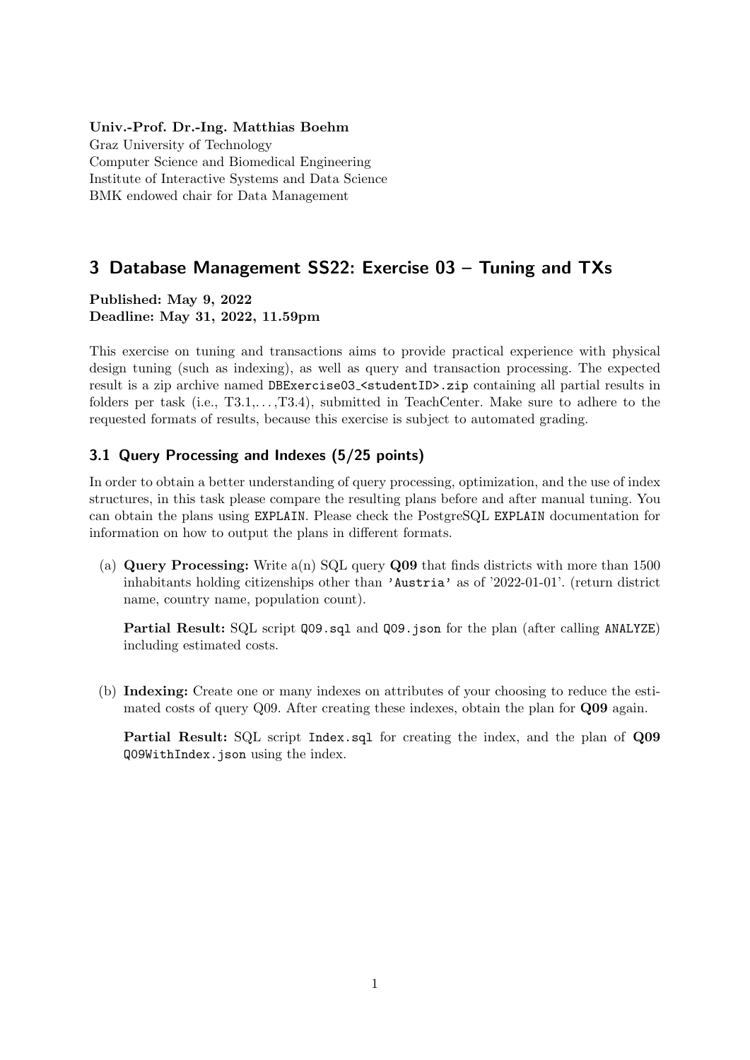**Univ.-Prof. Dr.-Ing. Matthias Boehm**
Graz University of Technology
Computer Science and Biomedical Engineering
Institute of Interactive Systems and Data Science
BMK endowed chair for Data Management

## 3 Database Management SS22: Exercise 03 – Tuning and TXs

**Published: May 9, 2022**
**Deadline: May 31, 2022, 11.59pm**

This exercise on tuning and transactions aims to provide practical experience with physical design tuning (such as indexing), as well as query and transaction processing. The expected result is a zip archive named `DBExercise03_<studentID>.zip` containing all partial results in folders per task (i.e., T3.1,…,T3.4), submitted in TeachCenter. Make sure to adhere to the requested formats of results, because this exercise is subject to automated grading.

### 3.1 Query Processing and Indexes (5/25 points)

In order to obtain a better understanding of query processing, optimization, and the use of index structures, in this task please compare the resulting plans before and after manual tuning. You can obtain the plans using `EXPLAIN`. Please check the PostgreSQL `EXPLAIN` documentation for information on how to output the plans in different formats.

(a) **Query Processing:** Write a(n) SQL query **Q09** that finds districts with more than 1500 inhabitants holding citizenships other than `'Austria'` as of '2022-01-01'. (return district name, country name, population count).

**Partial Result:** SQL script `Q09.sql` and `Q09.json` for the plan (after calling `ANALYZE`) including estimated costs.

(b) **Indexing:** Create one or many indexes on attributes of your choosing to reduce the estimated costs of query Q09. After creating these indexes, obtain the plan for **Q09** again.

**Partial Result:** SQL script `Index.sql` for creating the index, and the plan of **Q09** `Q09WithIndex.json` using the index.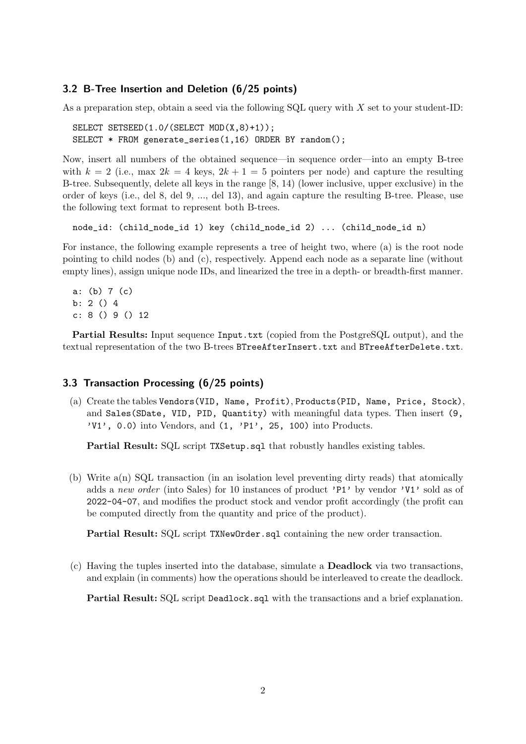### 3.2 B-Tree Insertion and Deletion (6/25 points)

As a preparation step, obtain a seed via the following SQL query with $X$ set to your student-ID:

```
SELECT SETSEED(1.0/(SELECT MOD(X,8)+1));
SELECT * FROM generate_series(1,16) ORDER BY random();
```

Now, insert all numbers of the obtained sequence—in sequence order—into an empty B-tree with $k = 2$ (i.e., max $2k = 4$ keys, $2k + 1 = 5$ pointers per node) and capture the resulting B-tree. Subsequently, delete all keys in the range [8, 14) (lower inclusive, upper exclusive) in the order of keys (i.e., del 8, del 9, ..., del 13), and again capture the resulting B-tree. Please, use the following text format to represent both B-trees.

```
node_id: (child_node_id 1) key (child_node_id 2) ... (child_node_id n)
```

For instance, the following example represents a tree of height two, where (a) is the root node pointing to child nodes (b) and (c), respectively. Append each node as a separate line (without empty lines), assign unique node IDs, and linearized the tree in a depth- or breadth-first manner.

```
a: (b) 7 (c)
b: 2 () 4
c: 8 () 9 () 12
```

**Partial Results:** Input sequence `Input.txt` (copied from the PostgreSQL output), and the textual representation of the two B-trees `BTreeAfterInsert.txt` and `BTreeAfterDelete.txt`.

### 3.3 Transaction Processing (6/25 points)

(a) Create the tables `Vendors(VID, Name, Profit)`, `Products(PID, Name, Price, Stock)`, and `Sales(SDate, VID, PID, Quantity)` with meaningful data types. Then insert `(9, 'V1', 0.0)` into Vendors, and `(1, 'P1', 25, 100)` into Products.

**Partial Result:** SQL script `TXSetup.sql` that robustly handles existing tables.

(b) Write a(n) SQL transaction (in an isolation level preventing dirty reads) that atomically adds a *new order* (into Sales) for 10 instances of product `'P1'` by vendor `'V1'` sold as of `2022-04-07`, and modifies the product stock and vendor profit accordingly (the profit can be computed directly from the quantity and price of the product).

**Partial Result:** SQL script `TXNewOrder.sql` containing the new order transaction.

(c) Having the tuples inserted into the database, simulate a **Deadlock** via two transactions, and explain (in comments) how the operations should be interleaved to create the deadlock.

**Partial Result:** SQL script `Deadlock.sql` with the transactions and a brief explanation.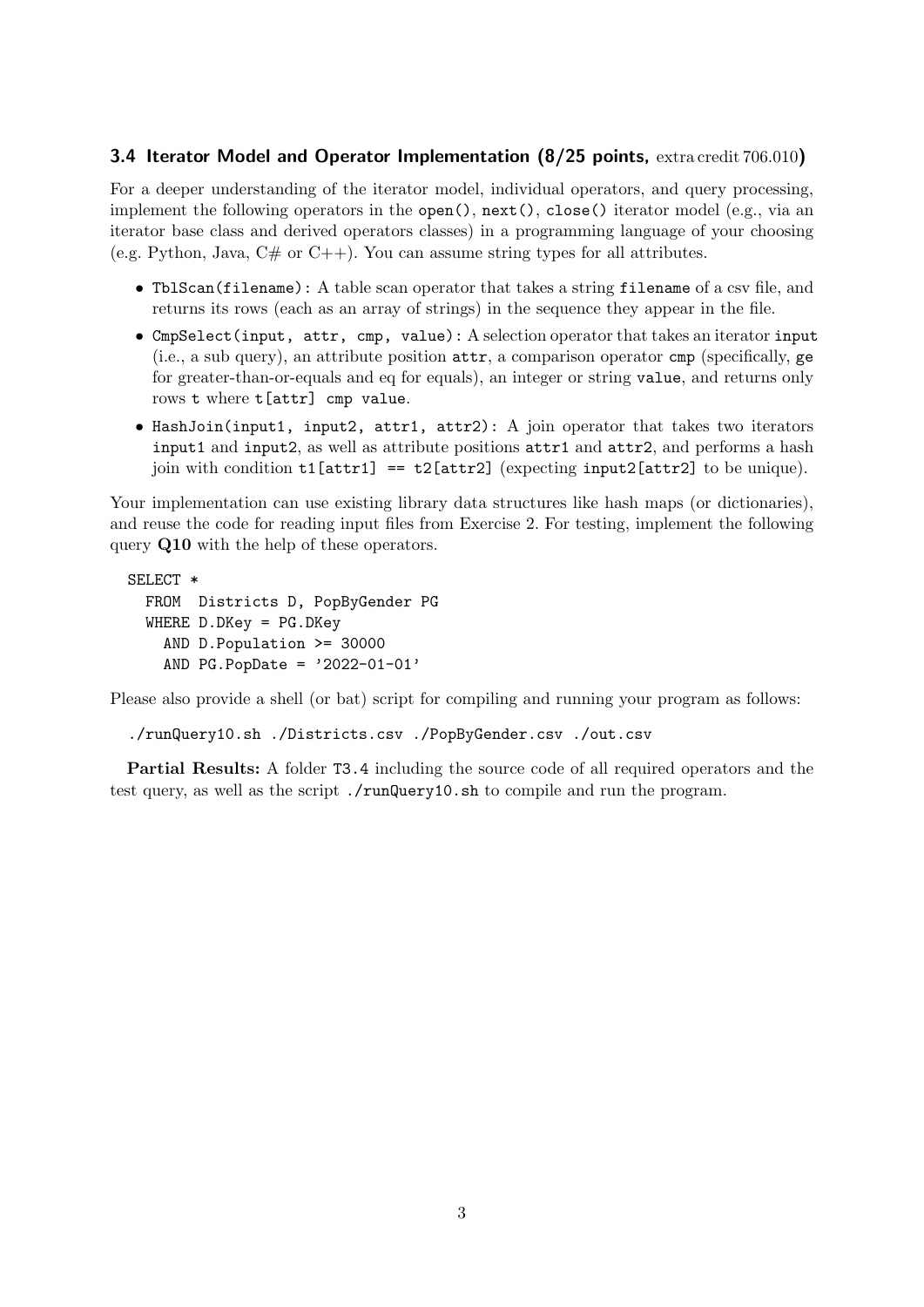### 3.4 Iterator Model and Operator Implementation (8/25 points, extra credit 706.010)

For a deeper understanding of the iterator model, individual operators, and query processing, implement the following operators in the `open()`, `next()`, `close()` iterator model (e.g., via an iterator base class and derived operators classes) in a programming language of your choosing (e.g. Python, Java, C# or C++). You can assume string types for all attributes.

- `TblScan(filename)`: A table scan operator that takes a string `filename` of a csv file, and returns its rows (each as an array of strings) in the sequence they appear in the file.
- `CmpSelect(input, attr, cmp, value)`: A selection operator that takes an iterator `input` (i.e., a sub query), an attribute position `attr`, a comparison operator `cmp` (specifically, `ge` for greater-than-or-equals and eq for equals), an integer or string `value`, and returns only rows `t` where `t[attr] cmp value`.
- `HashJoin(input1, input2, attr1, attr2)`: A join operator that takes two iterators `input1` and `input2`, as well as attribute positions `attr1` and `attr2`, and performs a hash join with condition `t1[attr1] == t2[attr2]` (expecting `input2[attr2]` to be unique).

Your implementation can use existing library data structures like hash maps (or dictionaries), and reuse the code for reading input files from Exercise 2. For testing, implement the following query **Q10** with the help of these operators.

```
SELECT *
  FROM  Districts D, PopByGender PG
  WHERE D.DKey = PG.DKey
    AND D.Population >= 30000
    AND PG.PopDate = '2022-01-01'
```

Please also provide a shell (or bat) script for compiling and running your program as follows:

```
./runQuery10.sh ./Districts.csv ./PopByGender.csv ./out.csv
```

**Partial Results:** A folder `T3.4` including the source code of all required operators and the test query, as well as the script `./runQuery10.sh` to compile and run the program.